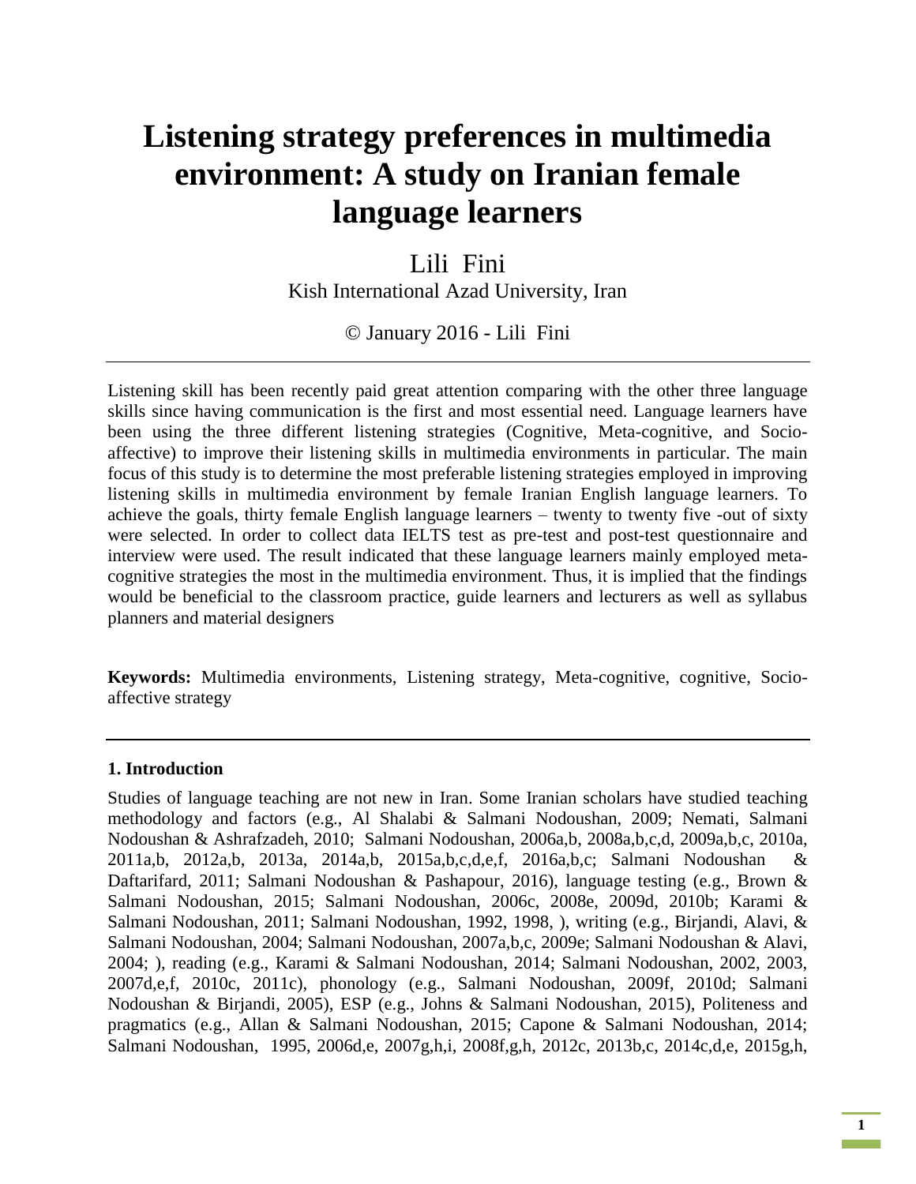# Listening strategy preferences in multimedia environment: A study on Iranian female language learners

Lili Fini
Kish International Azad University, Iran

© January 2016 - Lili Fini

---

Listening skill has been recently paid great attention comparing with the other three language skills since having communication is the first and most essential need. Language learners have been using the three different listening strategies (Cognitive, Meta-cognitive, and Socio-affective) to improve their listening skills in multimedia environments in particular. The main focus of this study is to determine the most preferable listening strategies employed in improving listening skills in multimedia environment by female Iranian English language learners. To achieve the goals, thirty female English language learners – twenty to twenty five -out of sixty were selected. In order to collect data IELTS test as pre-test and post-test questionnaire and interview were used. The result indicated that these language learners mainly employed meta-cognitive strategies the most in the multimedia environment. Thus, it is implied that the findings would be beneficial to the classroom practice, guide learners and lecturers as well as syllabus planners and material designers

**Keywords:** Multimedia environments, Listening strategy, Meta-cognitive, cognitive, Socio-affective strategy

---

## 1. Introduction

Studies of language teaching are not new in Iran. Some Iranian scholars have studied teaching methodology and factors (e.g., Al Shalabi & Salmani Nodoushan, 2009; Nemati, Salmani Nodoushan & Ashrafzadeh, 2010; Salmani Nodoushan, 2006a,b, 2008a,b,c,d, 2009a,b,c, 2010a, 2011a,b, 2012a,b, 2013a, 2014a,b, 2015a,b,c,d,e,f, 2016a,b,c; Salmani Nodoushan & Daftarifard, 2011; Salmani Nodoushan & Pashapour, 2016), language testing (e.g., Brown & Salmani Nodoushan, 2015; Salmani Nodoushan, 2006c, 2008e, 2009d, 2010b; Karami & Salmani Nodoushan, 2011; Salmani Nodoushan, 1992, 1998, ), writing (e.g., Birjandi, Alavi, & Salmani Nodoushan, 2004; Salmani Nodoushan, 2007a,b,c, 2009e; Salmani Nodoushan & Alavi, 2004; ), reading (e.g., Karami & Salmani Nodoushan, 2014; Salmani Nodoushan, 2002, 2003, 2007d,e,f, 2010c, 2011c), phonology (e.g., Salmani Nodoushan, 2009f, 2010d; Salmani Nodoushan & Birjandi, 2005), ESP (e.g., Johns & Salmani Nodoushan, 2015), Politeness and pragmatics (e.g., Allan & Salmani Nodoushan, 2015; Capone & Salmani Nodoushan, 2014; Salmani Nodoushan, 1995, 2006d,e, 2007g,h,i, 2008f,g,h, 2012c, 2013b,c, 2014c,d,e, 2015g,h,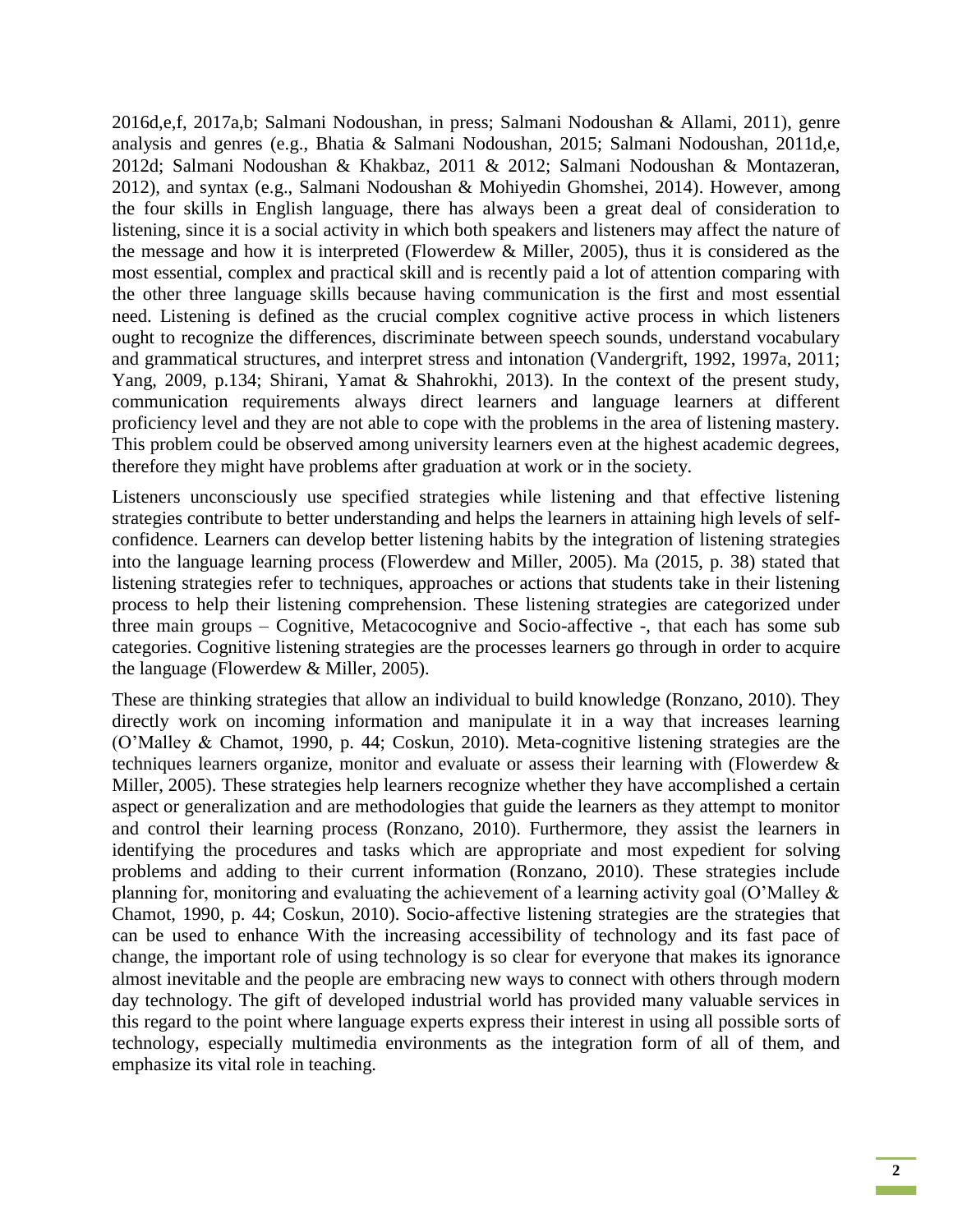2016d,e,f, 2017a,b; Salmani Nodoushan, in press; Salmani Nodoushan & Allami, 2011), genre analysis and genres (e.g., Bhatia & Salmani Nodoushan, 2015; Salmani Nodoushan, 2011d,e, 2012d; Salmani Nodoushan & Khakbaz, 2011 & 2012; Salmani Nodoushan & Montazeran, 2012), and syntax (e.g., Salmani Nodoushan & Mohiyedin Ghomshei, 2014). However, among the four skills in English language, there has always been a great deal of consideration to listening, since it is a social activity in which both speakers and listeners may affect the nature of the message and how it is interpreted (Flowerdew & Miller, 2005), thus it is considered as the most essential, complex and practical skill and is recently paid a lot of attention comparing with the other three language skills because having communication is the first and most essential need. Listening is defined as the crucial complex cognitive active process in which listeners ought to recognize the differences, discriminate between speech sounds, understand vocabulary and grammatical structures, and interpret stress and intonation (Vandergrift, 1992, 1997a, 2011; Yang, 2009, p.134; Shirani, Yamat & Shahrokhi, 2013). In the context of the present study, communication requirements always direct learners and language learners at different proficiency level and they are not able to cope with the problems in the area of listening mastery. This problem could be observed among university learners even at the highest academic degrees, therefore they might have problems after graduation at work or in the society.

Listeners unconsciously use specified strategies while listening and that effective listening strategies contribute to better understanding and helps the learners in attaining high levels of self-confidence. Learners can develop better listening habits by the integration of listening strategies into the language learning process (Flowerdew and Miller, 2005). Ma (2015, p. 38) stated that listening strategies refer to techniques, approaches or actions that students take in their listening process to help their listening comprehension. These listening strategies are categorized under three main groups – Cognitive, Metacocognive and Socio-affective -, that each has some sub categories. Cognitive listening strategies are the processes learners go through in order to acquire the language (Flowerdew & Miller, 2005).

These are thinking strategies that allow an individual to build knowledge (Ronzano, 2010). They directly work on incoming information and manipulate it in a way that increases learning (O'Malley & Chamot, 1990, p. 44; Coskun, 2010). Meta-cognitive listening strategies are the techniques learners organize, monitor and evaluate or assess their learning with (Flowerdew & Miller, 2005). These strategies help learners recognize whether they have accomplished a certain aspect or generalization and are methodologies that guide the learners as they attempt to monitor and control their learning process (Ronzano, 2010). Furthermore, they assist the learners in identifying the procedures and tasks which are appropriate and most expedient for solving problems and adding to their current information (Ronzano, 2010). These strategies include planning for, monitoring and evaluating the achievement of a learning activity goal (O'Malley & Chamot, 1990, p. 44; Coskun, 2010). Socio-affective listening strategies are the strategies that can be used to enhance With the increasing accessibility of technology and its fast pace of change, the important role of using technology is so clear for everyone that makes its ignorance almost inevitable and the people are embracing new ways to connect with others through modern day technology. The gift of developed industrial world has provided many valuable services in this regard to the point where language experts express their interest in using all possible sorts of technology, especially multimedia environments as the integration form of all of them, and emphasize its vital role in teaching.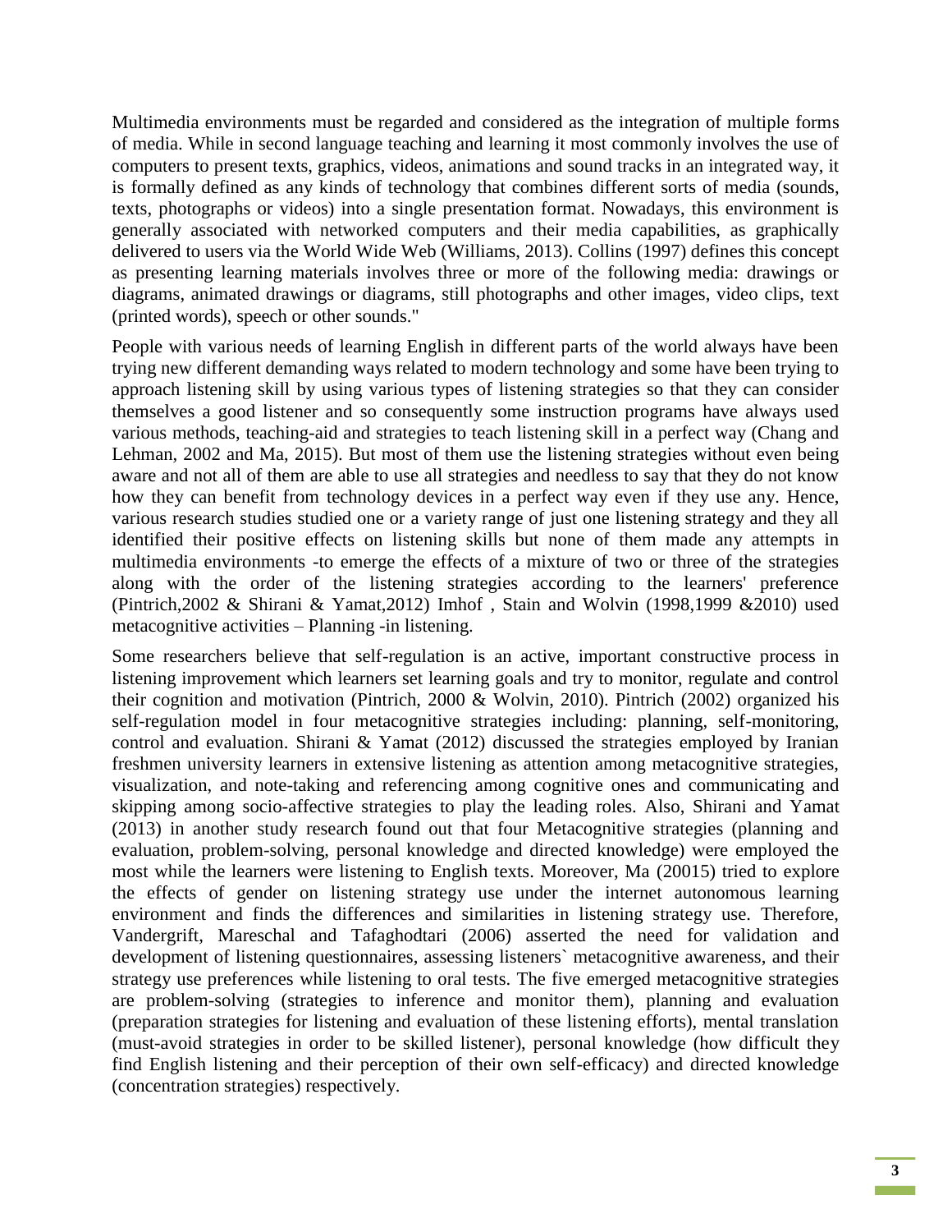Multimedia environments must be regarded and considered as the integration of multiple forms of media. While in second language teaching and learning it most commonly involves the use of computers to present texts, graphics, videos, animations and sound tracks in an integrated way, it is formally defined as any kinds of technology that combines different sorts of media (sounds, texts, photographs or videos) into a single presentation format. Nowadays, this environment is generally associated with networked computers and their media capabilities, as graphically delivered to users via the World Wide Web (Williams, 2013). Collins (1997) defines this concept as presenting learning materials involves three or more of the following media: drawings or diagrams, animated drawings or diagrams, still photographs and other images, video clips, text (printed words), speech or other sounds."

People with various needs of learning English in different parts of the world always have been trying new different demanding ways related to modern technology and some have been trying to approach listening skill by using various types of listening strategies so that they can consider themselves a good listener and so consequently some instruction programs have always used various methods, teaching-aid and strategies to teach listening skill in a perfect way (Chang and Lehman, 2002 and Ma, 2015). But most of them use the listening strategies without even being aware and not all of them are able to use all strategies and needless to say that they do not know how they can benefit from technology devices in a perfect way even if they use any. Hence, various research studies studied one or a variety range of just one listening strategy and they all identified their positive effects on listening skills but none of them made any attempts in multimedia environments -to emerge the effects of a mixture of two or three of the strategies along with the order of the listening strategies according to the learners' preference (Pintrich,2002 & Shirani & Yamat,2012) Imhof , Stain and Wolvin (1998,1999 &2010) used metacognitive activities – Planning -in listening.

Some researchers believe that self-regulation is an active, important constructive process in listening improvement which learners set learning goals and try to monitor, regulate and control their cognition and motivation (Pintrich, 2000 & Wolvin, 2010). Pintrich (2002) organized his self-regulation model in four metacognitive strategies including: planning, self-monitoring, control and evaluation. Shirani & Yamat (2012) discussed the strategies employed by Iranian freshmen university learners in extensive listening as attention among metacognitive strategies, visualization, and note-taking and referencing among cognitive ones and communicating and skipping among socio-affective strategies to play the leading roles. Also, Shirani and Yamat (2013) in another study research found out that four Metacognitive strategies (planning and evaluation, problem-solving, personal knowledge and directed knowledge) were employed the most while the learners were listening to English texts. Moreover, Ma (20015) tried to explore the effects of gender on listening strategy use under the internet autonomous learning environment and finds the differences and similarities in listening strategy use. Therefore, Vandergrift, Mareschal and Tafaghodtari (2006) asserted the need for validation and development of listening questionnaires, assessing listeners` metacognitive awareness, and their strategy use preferences while listening to oral tests. The five emerged metacognitive strategies are problem-solving (strategies to inference and monitor them), planning and evaluation (preparation strategies for listening and evaluation of these listening efforts), mental translation (must-avoid strategies in order to be skilled listener), personal knowledge (how difficult they find English listening and their perception of their own self-efficacy) and directed knowledge (concentration strategies) respectively.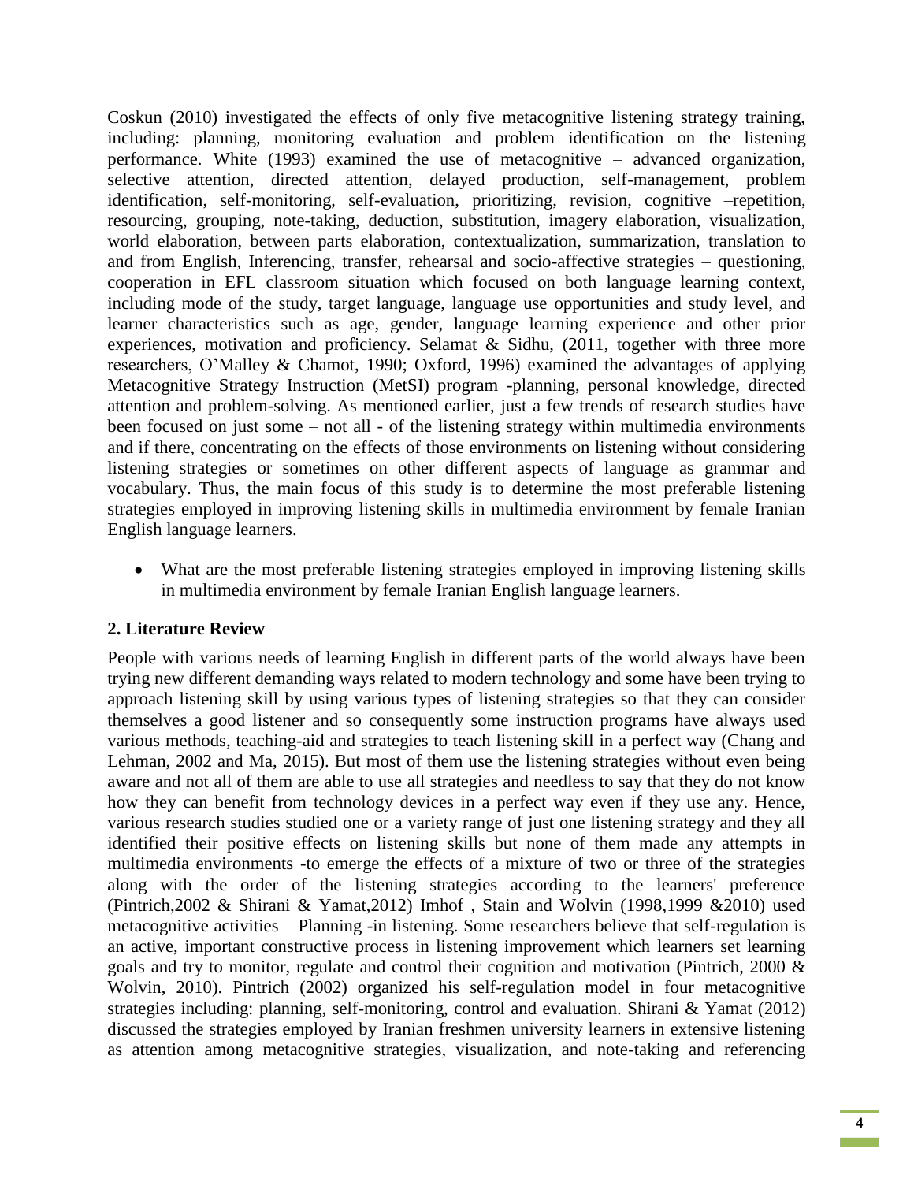Coskun (2010) investigated the effects of only five metacognitive listening strategy training, including: planning, monitoring evaluation and problem identification on the listening performance. White (1993) examined the use of metacognitive – advanced organization, selective attention, directed attention, delayed production, self-management, problem identification, self-monitoring, self-evaluation, prioritizing, revision, cognitive –repetition, resourcing, grouping, note-taking, deduction, substitution, imagery elaboration, visualization, world elaboration, between parts elaboration, contextualization, summarization, translation to and from English, Inferencing, transfer, rehearsal and socio-affective strategies – questioning, cooperation in EFL classroom situation which focused on both language learning context, including mode of the study, target language, language use opportunities and study level, and learner characteristics such as age, gender, language learning experience and other prior experiences, motivation and proficiency. Selamat & Sidhu, (2011, together with three more researchers, O'Malley & Chamot, 1990; Oxford, 1996) examined the advantages of applying Metacognitive Strategy Instruction (MetSI) program -planning, personal knowledge, directed attention and problem-solving. As mentioned earlier, just a few trends of research studies have been focused on just some – not all - of the listening strategy within multimedia environments and if there, concentrating on the effects of those environments on listening without considering listening strategies or sometimes on other different aspects of language as grammar and vocabulary. Thus, the main focus of this study is to determine the most preferable listening strategies employed in improving listening skills in multimedia environment by female Iranian English language learners.

- What are the most preferable listening strategies employed in improving listening skills in multimedia environment by female Iranian English language learners.

## 2. Literature Review

People with various needs of learning English in different parts of the world always have been trying new different demanding ways related to modern technology and some have been trying to approach listening skill by using various types of listening strategies so that they can consider themselves a good listener and so consequently some instruction programs have always used various methods, teaching-aid and strategies to teach listening skill in a perfect way (Chang and Lehman, 2002 and Ma, 2015). But most of them use the listening strategies without even being aware and not all of them are able to use all strategies and needless to say that they do not know how they can benefit from technology devices in a perfect way even if they use any. Hence, various research studies studied one or a variety range of just one listening strategy and they all identified their positive effects on listening skills but none of them made any attempts in multimedia environments -to emerge the effects of a mixture of two or three of the strategies along with the order of the listening strategies according to the learners' preference (Pintrich,2002 & Shirani & Yamat,2012) Imhof , Stain and Wolvin (1998,1999 &2010) used metacognitive activities – Planning -in listening. Some researchers believe that self-regulation is an active, important constructive process in listening improvement which learners set learning goals and try to monitor, regulate and control their cognition and motivation (Pintrich, 2000 & Wolvin, 2010). Pintrich (2002) organized his self-regulation model in four metacognitive strategies including: planning, self-monitoring, control and evaluation. Shirani & Yamat (2012) discussed the strategies employed by Iranian freshmen university learners in extensive listening as attention among metacognitive strategies, visualization, and note-taking and referencing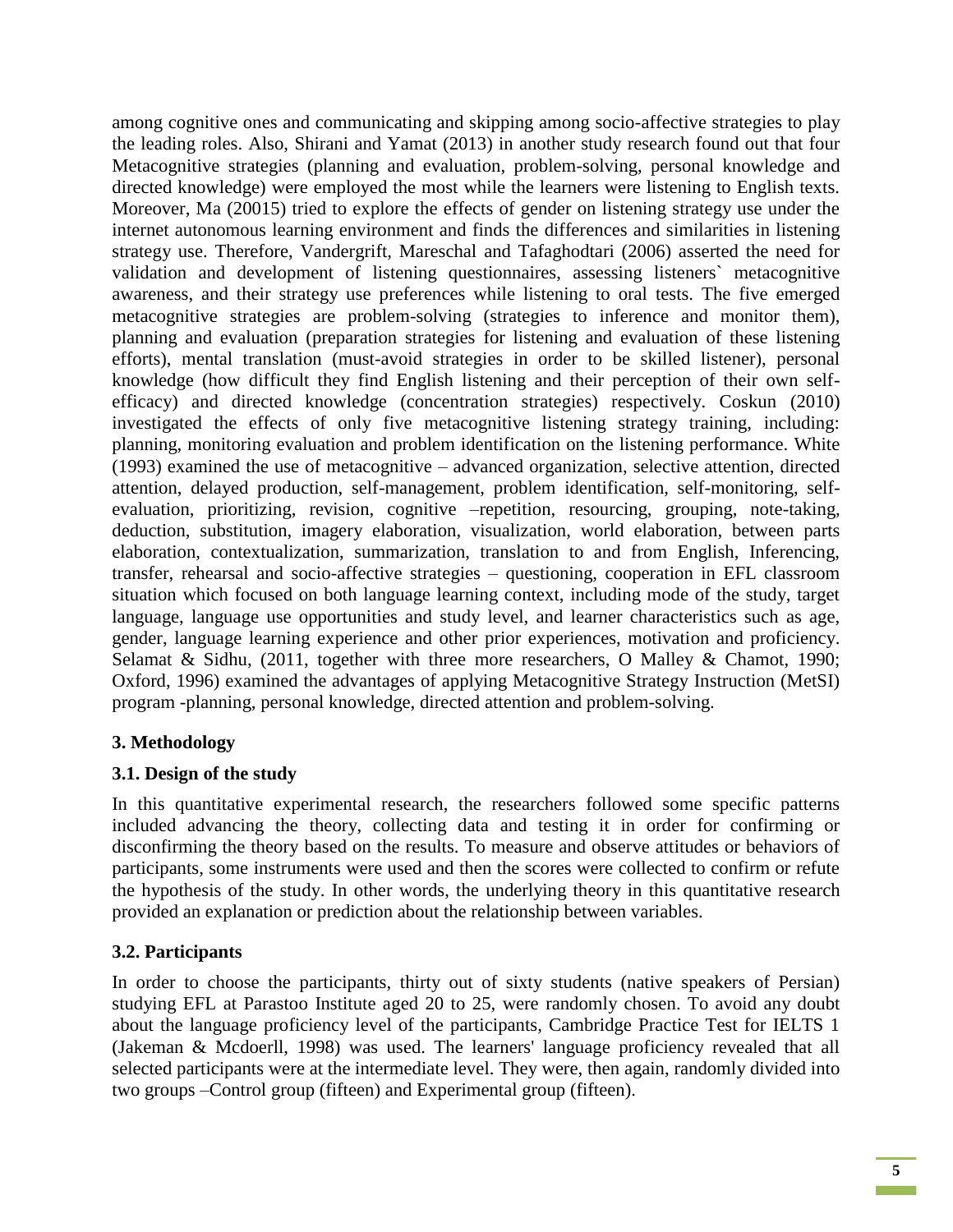among cognitive ones and communicating and skipping among socio-affective strategies to play the leading roles. Also, Shirani and Yamat (2013) in another study research found out that four Metacognitive strategies (planning and evaluation, problem-solving, personal knowledge and directed knowledge) were employed the most while the learners were listening to English texts. Moreover, Ma (20015) tried to explore the effects of gender on listening strategy use under the internet autonomous learning environment and finds the differences and similarities in listening strategy use. Therefore, Vandergrift, Mareschal and Tafaghodtari (2006) asserted the need for validation and development of listening questionnaires, assessing listeners` metacognitive awareness, and their strategy use preferences while listening to oral tests. The five emerged metacognitive strategies are problem-solving (strategies to inference and monitor them), planning and evaluation (preparation strategies for listening and evaluation of these listening efforts), mental translation (must-avoid strategies in order to be skilled listener), personal knowledge (how difficult they find English listening and their perception of their own self-efficacy) and directed knowledge (concentration strategies) respectively. Coskun (2010) investigated the effects of only five metacognitive listening strategy training, including: planning, monitoring evaluation and problem identification on the listening performance. White (1993) examined the use of metacognitive – advanced organization, selective attention, directed attention, delayed production, self-management, problem identification, self-monitoring, self-evaluation, prioritizing, revision, cognitive –repetition, resourcing, grouping, note-taking, deduction, substitution, imagery elaboration, visualization, world elaboration, between parts elaboration, contextualization, summarization, translation to and from English, Inferencing, transfer, rehearsal and socio-affective strategies – questioning, cooperation in EFL classroom situation which focused on both language learning context, including mode of the study, target language, language use opportunities and study level, and learner characteristics such as age, gender, language learning experience and other prior experiences, motivation and proficiency. Selamat & Sidhu, (2011, together with three more researchers, O Malley & Chamot, 1990; Oxford, 1996) examined the advantages of applying Metacognitive Strategy Instruction (MetSI) program -planning, personal knowledge, directed attention and problem-solving.

## 3. Methodology

### 3.1. Design of the study

In this quantitative experimental research, the researchers followed some specific patterns included advancing the theory, collecting data and testing it in order for confirming or disconfirming the theory based on the results. To measure and observe attitudes or behaviors of participants, some instruments were used and then the scores were collected to confirm or refute the hypothesis of the study. In other words, the underlying theory in this quantitative research provided an explanation or prediction about the relationship between variables.

### 3.2. Participants

In order to choose the participants, thirty out of sixty students (native speakers of Persian) studying EFL at Parastoo Institute aged 20 to 25, were randomly chosen. To avoid any doubt about the language proficiency level of the participants, Cambridge Practice Test for IELTS 1 (Jakeman & Mcdoerll, 1998) was used. The learners' language proficiency revealed that all selected participants were at the intermediate level. They were, then again, randomly divided into two groups –Control group (fifteen) and Experimental group (fifteen).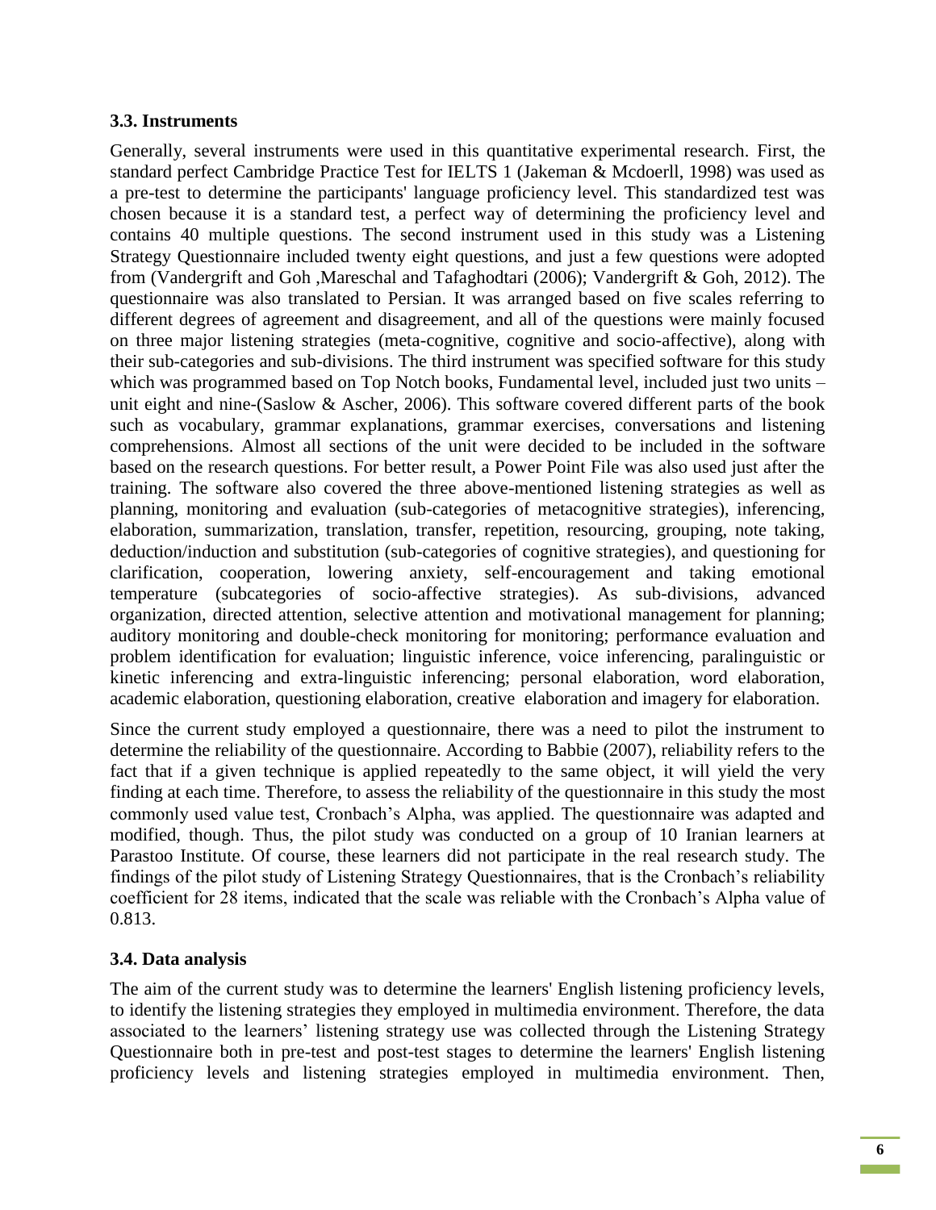### 3.3. Instruments

Generally, several instruments were used in this quantitative experimental research. First, the standard perfect Cambridge Practice Test for IELTS 1 (Jakeman & Mcdoerll, 1998) was used as a pre-test to determine the participants' language proficiency level. This standardized test was chosen because it is a standard test, a perfect way of determining the proficiency level and contains 40 multiple questions. The second instrument used in this study was a Listening Strategy Questionnaire included twenty eight questions, and just a few questions were adopted from (Vandergrift and Goh ,Mareschal and Tafaghodtari (2006); Vandergrift & Goh, 2012). The questionnaire was also translated to Persian. It was arranged based on five scales referring to different degrees of agreement and disagreement, and all of the questions were mainly focused on three major listening strategies (meta-cognitive, cognitive and socio-affective), along with their sub-categories and sub-divisions. The third instrument was specified software for this study which was programmed based on Top Notch books, Fundamental level, included just two units – unit eight and nine-(Saslow & Ascher, 2006). This software covered different parts of the book such as vocabulary, grammar explanations, grammar exercises, conversations and listening comprehensions. Almost all sections of the unit were decided to be included in the software based on the research questions. For better result, a Power Point File was also used just after the training. The software also covered the three above-mentioned listening strategies as well as planning, monitoring and evaluation (sub-categories of metacognitive strategies), inferencing, elaboration, summarization, translation, transfer, repetition, resourcing, grouping, note taking, deduction/induction and substitution (sub-categories of cognitive strategies), and questioning for clarification, cooperation, lowering anxiety, self-encouragement and taking emotional temperature (subcategories of socio-affective strategies). As sub-divisions, advanced organization, directed attention, selective attention and motivational management for planning; auditory monitoring and double-check monitoring for monitoring; performance evaluation and problem identification for evaluation; linguistic inference, voice inferencing, paralinguistic or kinetic inferencing and extra-linguistic inferencing; personal elaboration, word elaboration, academic elaboration, questioning elaboration, creative elaboration and imagery for elaboration.

Since the current study employed a questionnaire, there was a need to pilot the instrument to determine the reliability of the questionnaire. According to Babbie (2007), reliability refers to the fact that if a given technique is applied repeatedly to the same object, it will yield the very finding at each time. Therefore, to assess the reliability of the questionnaire in this study the most commonly used value test, Cronbach's Alpha, was applied. The questionnaire was adapted and modified, though. Thus, the pilot study was conducted on a group of 10 Iranian learners at Parastoo Institute. Of course, these learners did not participate in the real research study. The findings of the pilot study of Listening Strategy Questionnaires, that is the Cronbach's reliability coefficient for 28 items, indicated that the scale was reliable with the Cronbach's Alpha value of 0.813.

### 3.4. Data analysis

The aim of the current study was to determine the learners' English listening proficiency levels, to identify the listening strategies they employed in multimedia environment. Therefore, the data associated to the learners' listening strategy use was collected through the Listening Strategy Questionnaire both in pre-test and post-test stages to determine the learners' English listening proficiency levels and listening strategies employed in multimedia environment. Then,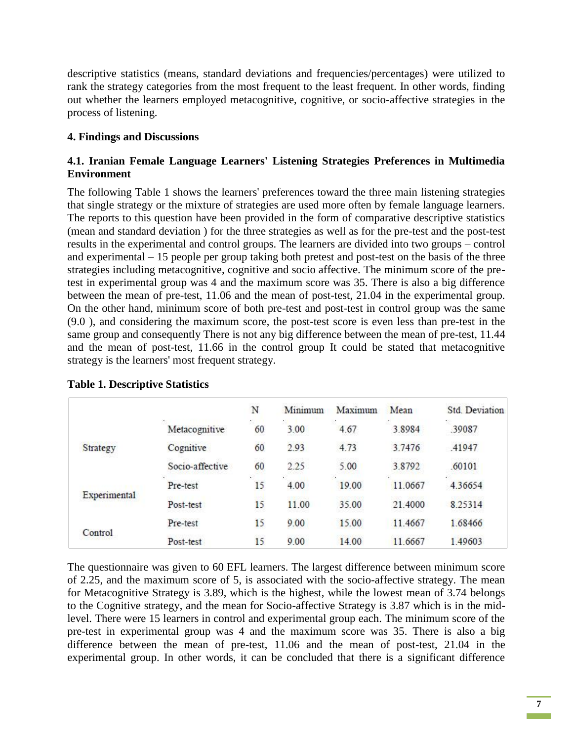descriptive statistics (means, standard deviations and frequencies/percentages) were utilized to rank the strategy categories from the most frequent to the least frequent. In other words, finding out whether the learners employed metacognitive, cognitive, or socio-affective strategies in the process of listening.

## 4. Findings and Discussions

### 4.1. Iranian Female Language Learners' Listening Strategies Preferences in Multimedia Environment

The following Table 1 shows the learners' preferences toward the three main listening strategies that single strategy or the mixture of strategies are used more often by female language learners. The reports to this question have been provided in the form of comparative descriptive statistics (mean and standard deviation ) for the three strategies as well as for the pre-test and the post-test results in the experimental and control groups. The learners are divided into two groups – control and experimental – 15 people per group taking both pretest and post-test on the basis of the three strategies including metacognitive, cognitive and socio affective. The minimum score of the pre-test in experimental group was 4 and the maximum score was 35. There is also a big difference between the mean of pre-test, 11.06 and the mean of post-test, 21.04 in the experimental group. On the other hand, minimum score of both pre-test and post-test in control group was the same (9.0 ), and considering the maximum score, the post-test score is even less than pre-test in the same group and consequently There is not any big difference between the mean of pre-test, 11.44 and the mean of post-test, 11.66 in the control group It could be stated that metacognitive strategy is the learners' most frequent strategy.

**Table 1. Descriptive Statistics**

| | | N | Minimum | Maximum | Mean | Std. Deviation |
|---|---|---|---|---|---|---|
| Strategy | Metacognitive | 60 | 3.00 | 4.67 | 3.8984 | .39087 |
| | Cognitive | 60 | 2.93 | 4.73 | 3.7476 | .41947 |
| | Socio-affective | 60 | 2.25 | 5.00 | 3.8792 | .60101 |
| Experimental | Pre-test | 15 | 4.00 | 19.00 | 11.0667 | 4.36654 |
| | Post-test | 15 | 11.00 | 35.00 | 21.4000 | 8.25314 |
| Control | Pre-test | 15 | 9.00 | 15.00 | 11.4667 | 1.68466 |
| | Post-test | 15 | 9.00 | 14.00 | 11.6667 | 1.49603 |

The questionnaire was given to 60 EFL learners. The largest difference between minimum score of 2.25, and the maximum score of 5, is associated with the socio-affective strategy. The mean for Metacognitive Strategy is 3.89, which is the highest, while the lowest mean of 3.74 belongs to the Cognitive strategy, and the mean for Socio-affective Strategy is 3.87 which is in the mid-level. There were 15 learners in control and experimental group each. The minimum score of the pre-test in experimental group was 4 and the maximum score was 35. There is also a big difference between the mean of pre-test, 11.06 and the mean of post-test, 21.04 in the experimental group. In other words, it can be concluded that there is a significant difference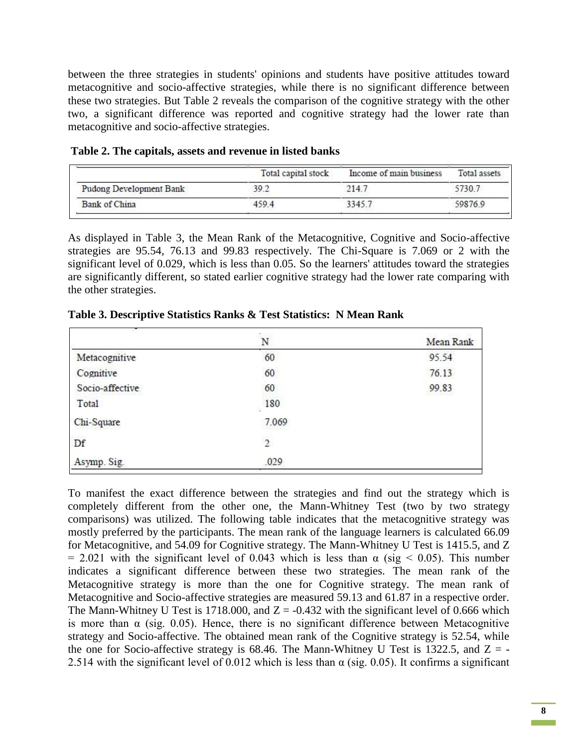between the three strategies in students' opinions and students have positive attitudes toward metacognitive and socio-affective strategies, while there is no significant difference between these two strategies. But Table 2 reveals the comparison of the cognitive strategy with the other two, a significant difference was reported and cognitive strategy had the lower rate than metacognitive and socio-affective strategies.

**Table 2. The capitals, assets and revenue in listed banks**

| | Total capital stock | Income of main business | Total assets |
|---|---|---|---|
| Pudong Development Bank | 39.2 | 214.7 | 5730.7 |
| Bank of China | 459.4 | 3345.7 | 59876.9 |

As displayed in Table 3, the Mean Rank of the Metacognitive, Cognitive and Socio-affective strategies are 95.54, 76.13 and 99.83 respectively. The Chi-Square is 7.069 or 2 with the significant level of 0.029, which is less than 0.05. So the learners' attitudes toward the strategies are significantly different, so stated earlier cognitive strategy had the lower rate comparing with the other strategies.

**Table 3. Descriptive Statistics Ranks & Test Statistics: N Mean Rank**

| | N | Mean Rank |
|---|---|---|
| Metacognitive | 60 | 95.54 |
| Cognitive | 60 | 76.13 |
| Socio-affective | 60 | 99.83 |
| Total | 180 | |
| Chi-Square | 7.069 | |
| Df | 2 | |
| Asymp. Sig. | .029 | |

To manifest the exact difference between the strategies and find out the strategy which is completely different from the other one, the Mann-Whitney Test (two by two strategy comparisons) was utilized. The following table indicates that the metacognitive strategy was mostly preferred by the participants. The mean rank of the language learners is calculated 66.09 for Metacognitive, and 54.09 for Cognitive strategy. The Mann-Whitney U Test is 1415.5, and $Z = 2.021$ with the significant level of 0.043 which is less than $\alpha$ ($sig < 0.05$). This number indicates a significant difference between these two strategies. The mean rank of the Metacognitive strategy is more than the one for Cognitive strategy. The mean rank of Metacognitive and Socio-affective strategies are measured 59.13 and 61.87 in a respective order. The Mann-Whitney U Test is 1718.000, and $Z = -0.432$ with the significant level of 0.666 which is more than $\alpha$ (sig. 0.05). Hence, there is no significant difference between Metacognitive strategy and Socio-affective. The obtained mean rank of the Cognitive strategy is 52.54, while the one for Socio-affective strategy is 68.46. The Mann-Whitney U Test is 1322.5, and $Z = -2.514$ with the significant level of 0.012 which is less than $\alpha$ (sig. 0.05). It confirms a significant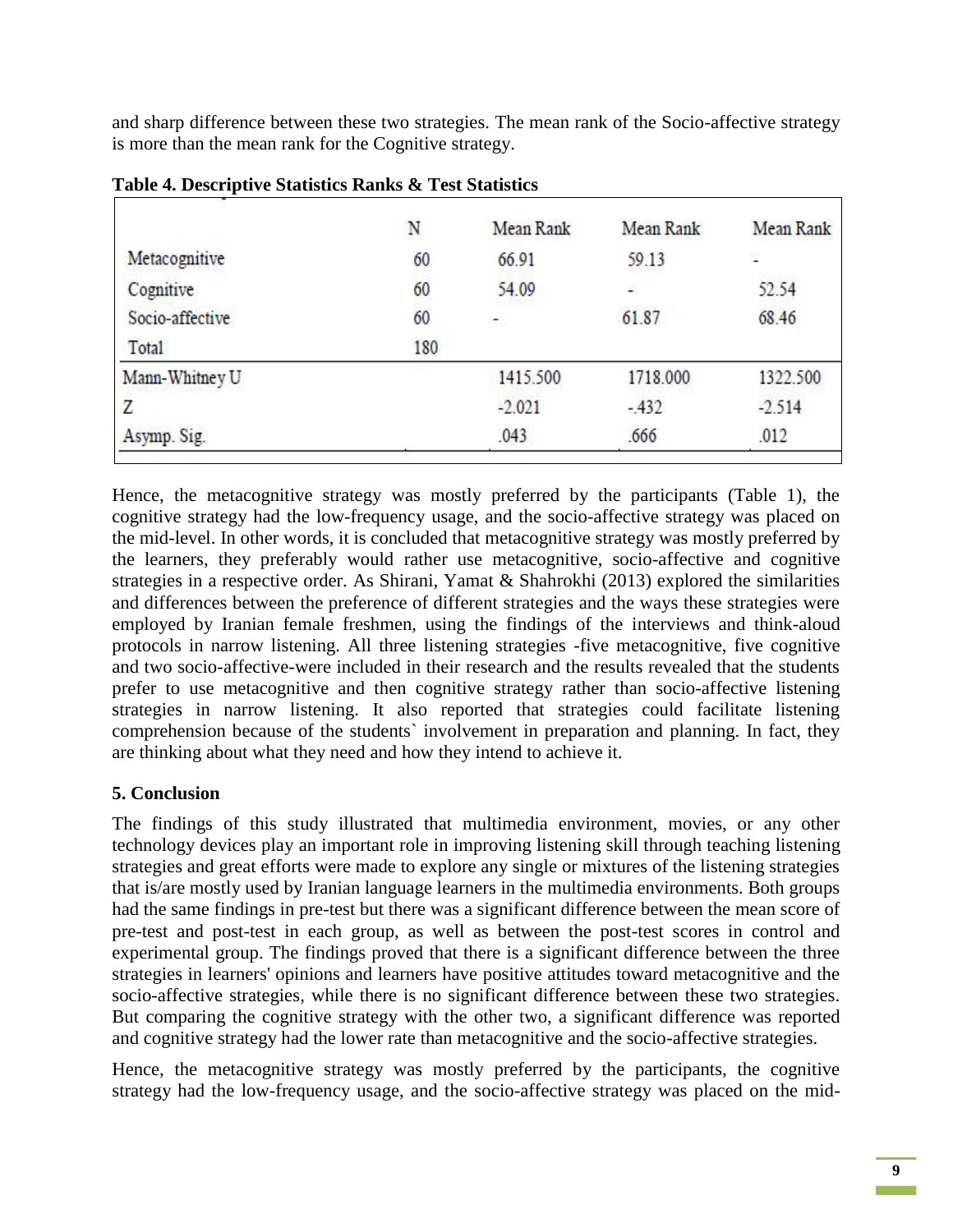and sharp difference between these two strategies. The mean rank of the Socio-affective strategy is more than the mean rank for the Cognitive strategy.

**Table 4. Descriptive Statistics Ranks & Test Statistics**

| | N | Mean Rank | Mean Rank | Mean Rank |
|---|---|---|---|---|
| Metacognitive | 60 | 66.91 | 59.13 | - |
| Cognitive | 60 | 54.09 | - | 52.54 |
| Socio-affective | 60 | - | 61.87 | 68.46 |
| Total | 180 | | | |
| Mann-Whitney U | | 1415.500 | 1718.000 | 1322.500 |
| Z | | -2.021 | -.432 | -2.514 |
| Asymp. Sig. | | .043 | .666 | .012 |

Hence, the metacognitive strategy was mostly preferred by the participants (Table 1), the cognitive strategy had the low-frequency usage, and the socio-affective strategy was placed on the mid-level. In other words, it is concluded that metacognitive strategy was mostly preferred by the learners, they preferably would rather use metacognitive, socio-affective and cognitive strategies in a respective order. As Shirani, Yamat & Shahrokhi (2013) explored the similarities and differences between the preference of different strategies and the ways these strategies were employed by Iranian female freshmen, using the findings of the interviews and think-aloud protocols in narrow listening. All three listening strategies -five metacognitive, five cognitive and two socio-affective-were included in their research and the results revealed that the students prefer to use metacognitive and then cognitive strategy rather than socio-affective listening strategies in narrow listening. It also reported that strategies could facilitate listening comprehension because of the students` involvement in preparation and planning. In fact, they are thinking about what they need and how they intend to achieve it.

## 5. Conclusion

The findings of this study illustrated that multimedia environment, movies, or any other technology devices play an important role in improving listening skill through teaching listening strategies and great efforts were made to explore any single or mixtures of the listening strategies that is/are mostly used by Iranian language learners in the multimedia environments. Both groups had the same findings in pre-test but there was a significant difference between the mean score of pre-test and post-test in each group, as well as between the post-test scores in control and experimental group. The findings proved that there is a significant difference between the three strategies in learners' opinions and learners have positive attitudes toward metacognitive and the socio-affective strategies, while there is no significant difference between these two strategies. But comparing the cognitive strategy with the other two, a significant difference was reported and cognitive strategy had the lower rate than metacognitive and the socio-affective strategies.

Hence, the metacognitive strategy was mostly preferred by the participants, the cognitive strategy had the low-frequency usage, and the socio-affective strategy was placed on the mid-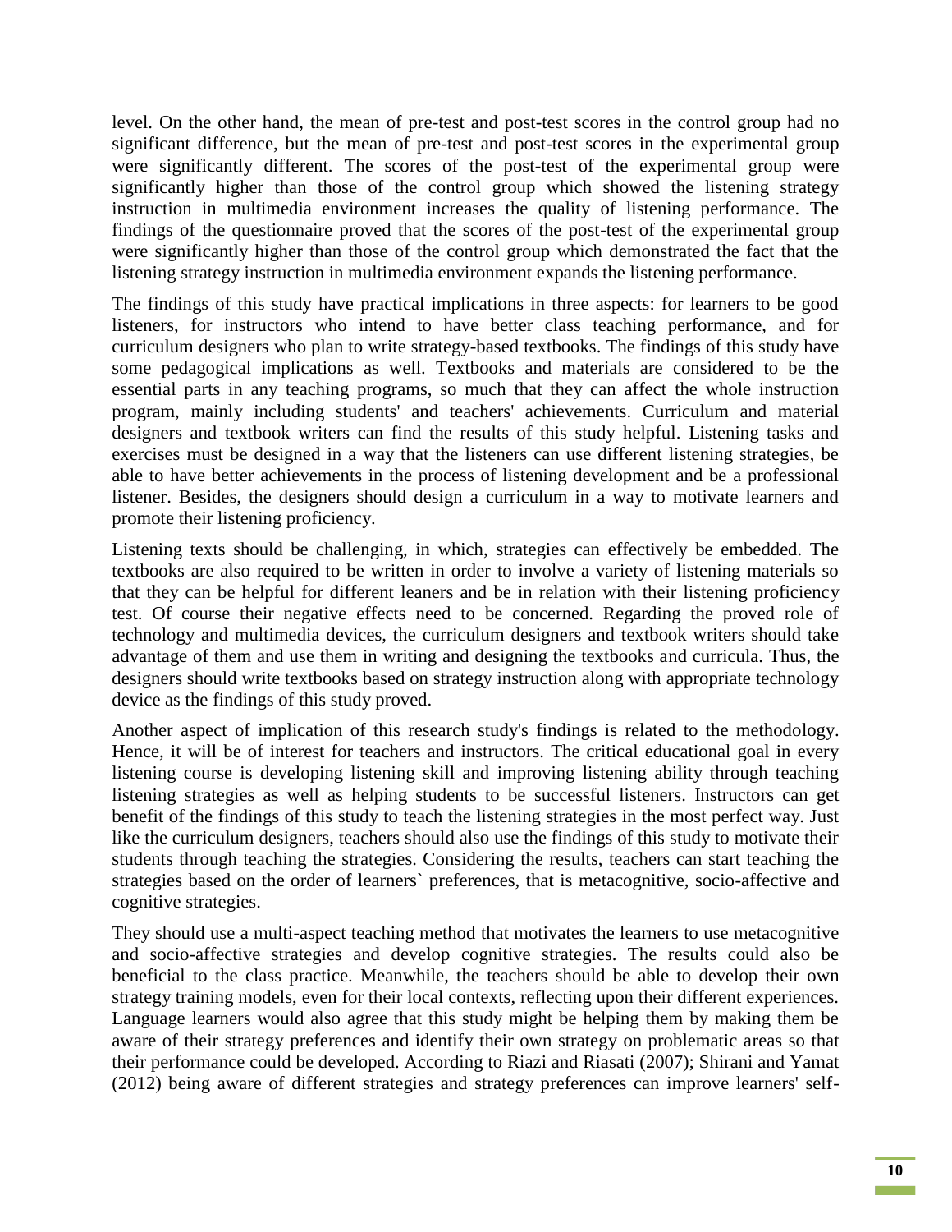level. On the other hand, the mean of pre-test and post-test scores in the control group had no significant difference, but the mean of pre-test and post-test scores in the experimental group were significantly different. The scores of the post-test of the experimental group were significantly higher than those of the control group which showed the listening strategy instruction in multimedia environment increases the quality of listening performance. The findings of the questionnaire proved that the scores of the post-test of the experimental group were significantly higher than those of the control group which demonstrated the fact that the listening strategy instruction in multimedia environment expands the listening performance.

The findings of this study have practical implications in three aspects: for learners to be good listeners, for instructors who intend to have better class teaching performance, and for curriculum designers who plan to write strategy-based textbooks. The findings of this study have some pedagogical implications as well. Textbooks and materials are considered to be the essential parts in any teaching programs, so much that they can affect the whole instruction program, mainly including students' and teachers' achievements. Curriculum and material designers and textbook writers can find the results of this study helpful. Listening tasks and exercises must be designed in a way that the listeners can use different listening strategies, be able to have better achievements in the process of listening development and be a professional listener. Besides, the designers should design a curriculum in a way to motivate learners and promote their listening proficiency.

Listening texts should be challenging, in which, strategies can effectively be embedded. The textbooks are also required to be written in order to involve a variety of listening materials so that they can be helpful for different leaners and be in relation with their listening proficiency test. Of course their negative effects need to be concerned. Regarding the proved role of technology and multimedia devices, the curriculum designers and textbook writers should take advantage of them and use them in writing and designing the textbooks and curricula. Thus, the designers should write textbooks based on strategy instruction along with appropriate technology device as the findings of this study proved.

Another aspect of implication of this research study's findings is related to the methodology. Hence, it will be of interest for teachers and instructors. The critical educational goal in every listening course is developing listening skill and improving listening ability through teaching listening strategies as well as helping students to be successful listeners. Instructors can get benefit of the findings of this study to teach the listening strategies in the most perfect way. Just like the curriculum designers, teachers should also use the findings of this study to motivate their students through teaching the strategies. Considering the results, teachers can start teaching the strategies based on the order of learners` preferences, that is metacognitive, socio-affective and cognitive strategies.

They should use a multi-aspect teaching method that motivates the learners to use metacognitive and socio-affective strategies and develop cognitive strategies. The results could also be beneficial to the class practice. Meanwhile, the teachers should be able to develop their own strategy training models, even for their local contexts, reflecting upon their different experiences. Language learners would also agree that this study might be helping them by making them be aware of their strategy preferences and identify their own strategy on problematic areas so that their performance could be developed. According to Riazi and Riasati (2007); Shirani and Yamat (2012) being aware of different strategies and strategy preferences can improve learners' self-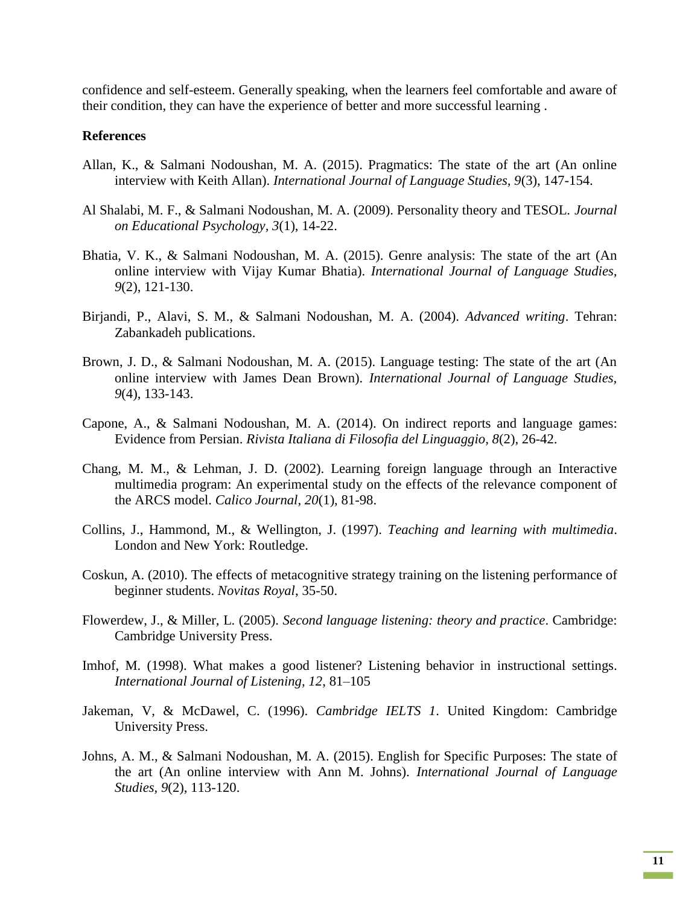confidence and self-esteem. Generally speaking, when the learners feel comfortable and aware of their condition, they can have the experience of better and more successful learning .

**References**

Allan, K., & Salmani Nodoushan, M. A. (2015). Pragmatics: The state of the art (An online interview with Keith Allan). *International Journal of Language Studies*, *9*(3), 147-154.

Al Shalabi, M. F., & Salmani Nodoushan, M. A. (2009). Personality theory and TESOL. *Journal on Educational Psychology, 3*(1), 14-22.

Bhatia, V. K., & Salmani Nodoushan, M. A. (2015). Genre analysis: The state of the art (An online interview with Vijay Kumar Bhatia). *International Journal of Language Studies*, *9*(2), 121-130.

Birjandi, P., Alavi, S. M., & Salmani Nodoushan, M. A. (2004). *Advanced writing*. Tehran: Zabankadeh publications.

Brown, J. D., & Salmani Nodoushan, M. A. (2015). Language testing: The state of the art (An online interview with James Dean Brown). *International Journal of Language Studies*, *9*(4), 133-143.

Capone, A., & Salmani Nodoushan, M. A. (2014). On indirect reports and language games: Evidence from Persian. *Rivista Italiana di Filosofia del Linguaggio, 8*(2), 26-42.

Chang, M. M., & Lehman, J. D. (2002). Learning foreign language through an Interactive multimedia program: An experimental study on the effects of the relevance component of the ARCS model. *Calico Journal, 20*(1), 81-98.

Collins, J., Hammond, M., & Wellington, J. (1997). *Teaching and learning with multimedia*. London and New York: Routledge.

Coskun, A. (2010). The effects of metacognitive strategy training on the listening performance of beginner students. *Novitas Royal*, 35-50.

Flowerdew, J., & Miller, L. (2005). *Second language listening: theory and practice*. Cambridge: Cambridge University Press.

Imhof, M. (1998). What makes a good listener? Listening behavior in instructional settings. *International Journal of Listening, 12*, 81–105

Jakeman, V, & McDawel, C. (1996). *Cambridge IELTS 1*. United Kingdom: Cambridge University Press.

Johns, A. M., & Salmani Nodoushan, M. A. (2015). English for Specific Purposes: The state of the art (An online interview with Ann M. Johns). *International Journal of Language Studies*, *9*(2), 113-120.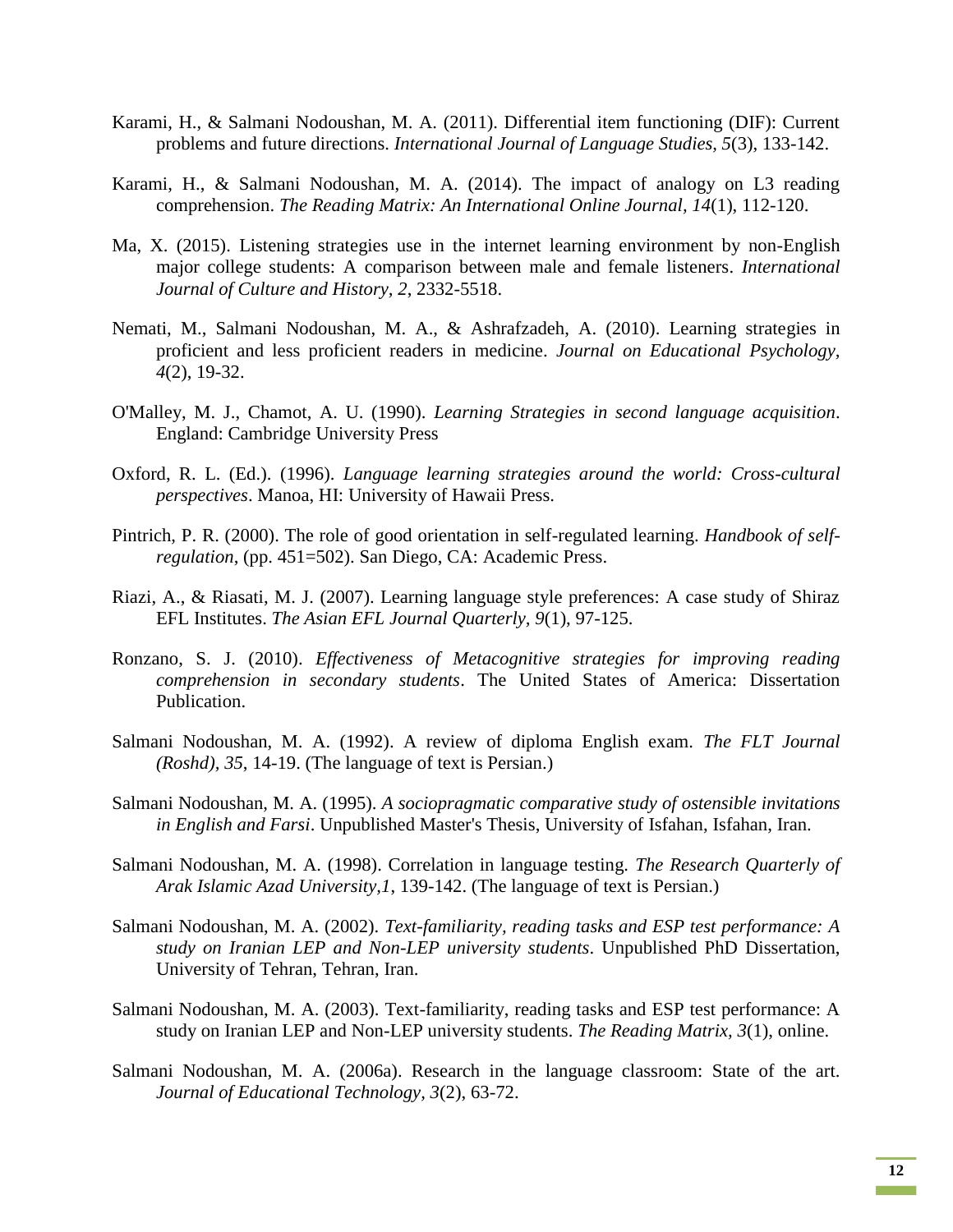Karami, H., & Salmani Nodoushan, M. A. (2011). Differential item functioning (DIF): Current problems and future directions. *International Journal of Language Studies*, *5*(3), 133-142.

Karami, H., & Salmani Nodoushan, M. A. (2014). The impact of analogy on L3 reading comprehension. *The Reading Matrix: An International Online Journal, 14*(1), 112-120.

Ma, X. (2015). Listening strategies use in the internet learning environment by non-English major college students: A comparison between male and female listeners. *International Journal of Culture and History*, *2*, 2332-5518.

Nemati, M., Salmani Nodoushan, M. A., & Ashrafzadeh, A. (2010). Learning strategies in proficient and less proficient readers in medicine. *Journal on Educational Psychology*, *4*(2), 19-32.

O'Malley, M. J., Chamot, A. U. (1990). *Learning Strategies in second language acquisition*. England: Cambridge University Press

Oxford, R. L. (Ed.). (1996). *Language learning strategies around the world: Cross-cultural perspectives*. Manoa, HI: University of Hawaii Press.

Pintrich, P. R. (2000). The role of good orientation in self-regulated learning. *Handbook of self-regulation*, (pp. 451=502). San Diego, CA: Academic Press.

Riazi, A., & Riasati, M. J. (2007). Learning language style preferences: A case study of Shiraz EFL Institutes. *The Asian EFL Journal Quarterly*, *9*(1), 97-125.

Ronzano, S. J. (2010). *Effectiveness of Metacognitive strategies for improving reading comprehension in secondary students*. The United States of America: Dissertation Publication.

Salmani Nodoushan, M. A. (1992). A review of diploma English exam. *The FLT Journal (Roshd)*, *35*, 14-19. (The language of text is Persian.)

Salmani Nodoushan, M. A. (1995). *A sociopragmatic comparative study of ostensible invitations in English and Farsi*. Unpublished Master's Thesis, University of Isfahan, Isfahan, Iran.

Salmani Nodoushan, M. A. (1998). Correlation in language testing. *The Research Quarterly of Arak Islamic Azad University,1*, 139-142. (The language of text is Persian.)

Salmani Nodoushan, M. A. (2002). *Text-familiarity, reading tasks and ESP test performance: A study on Iranian LEP and Non-LEP university students*. Unpublished PhD Dissertation, University of Tehran, Tehran, Iran.

Salmani Nodoushan, M. A. (2003). Text-familiarity, reading tasks and ESP test performance: A study on Iranian LEP and Non-LEP university students. *The Reading Matrix, 3*(1), online.

Salmani Nodoushan, M. A. (2006a). Research in the language classroom: State of the art. *Journal of Educational Technology, 3*(2), 63-72.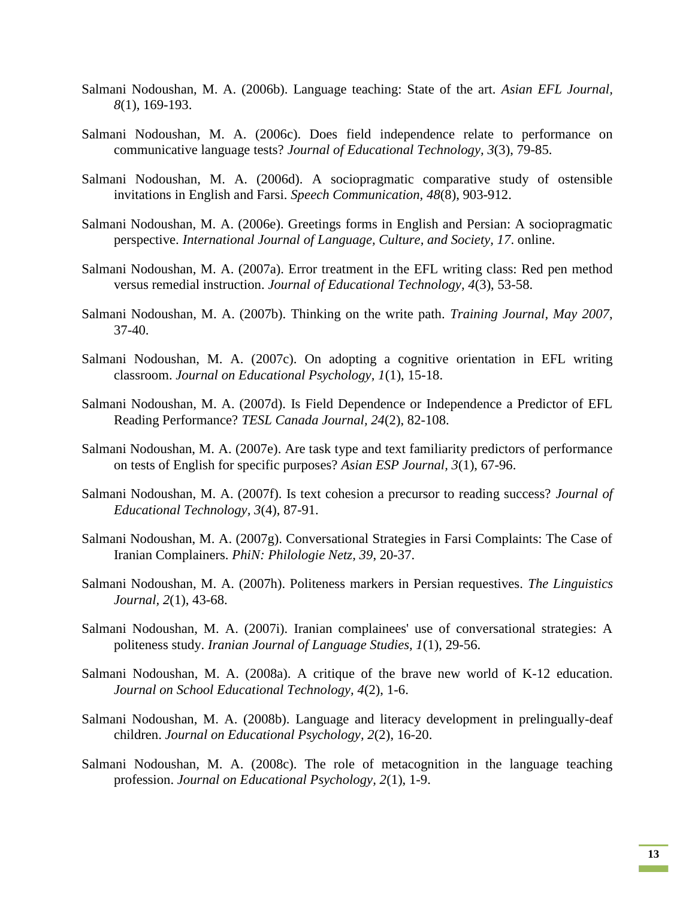Salmani Nodoushan, M. A. (2006b). Language teaching: State of the art. *Asian EFL Journal*, *8*(1), 169-193.

Salmani Nodoushan, M. A. (2006c). Does field independence relate to performance on communicative language tests? *Journal of Educational Technology, 3*(3), 79-85.

Salmani Nodoushan, M. A. (2006d). A sociopragmatic comparative study of ostensible invitations in English and Farsi. *Speech Communication, 48*(8), 903-912.

Salmani Nodoushan, M. A. (2006e). Greetings forms in English and Persian: A sociopragmatic perspective. *International Journal of Language, Culture, and Society, 17*. online.

Salmani Nodoushan, M. A. (2007a). Error treatment in the EFL writing class: Red pen method versus remedial instruction. *Journal of Educational Technology, 4*(3), 53-58.

Salmani Nodoushan, M. A. (2007b). Thinking on the write path. *Training Journal, May 2007*, 37-40.

Salmani Nodoushan, M. A. (2007c). On adopting a cognitive orientation in EFL writing classroom. *Journal on Educational Psychology*, *1*(1), 15-18.

Salmani Nodoushan, M. A. (2007d). Is Field Dependence or Independence a Predictor of EFL Reading Performance? *TESL Canada Journal, 24*(2), 82-108.

Salmani Nodoushan, M. A. (2007e). Are task type and text familiarity predictors of performance on tests of English for specific purposes? *Asian ESP Journal, 3*(1), 67-96.

Salmani Nodoushan, M. A. (2007f). Is text cohesion a precursor to reading success? *Journal of Educational Technology*, *3*(4), 87-91.

Salmani Nodoushan, M. A. (2007g). Conversational Strategies in Farsi Complaints: The Case of Iranian Complainers. *PhiN: Philologie Netz, 39*, 20-37.

Salmani Nodoushan, M. A. (2007h). Politeness markers in Persian requestives. *The Linguistics Journal*, *2*(1), 43-68.

Salmani Nodoushan, M. A. (2007i). Iranian complainees' use of conversational strategies: A politeness study. *Iranian Journal of Language Studies, 1*(1), 29-56.

Salmani Nodoushan, M. A. (2008a). A critique of the brave new world of K-12 education. *Journal on School Educational Technology, 4*(2), 1-6.

Salmani Nodoushan, M. A. (2008b). Language and literacy development in prelingually-deaf children. *Journal on Educational Psychology, 2*(2), 16-20.

Salmani Nodoushan, M. A. (2008c). The role of metacognition in the language teaching profession. *Journal on Educational Psychology*, *2*(1), 1-9.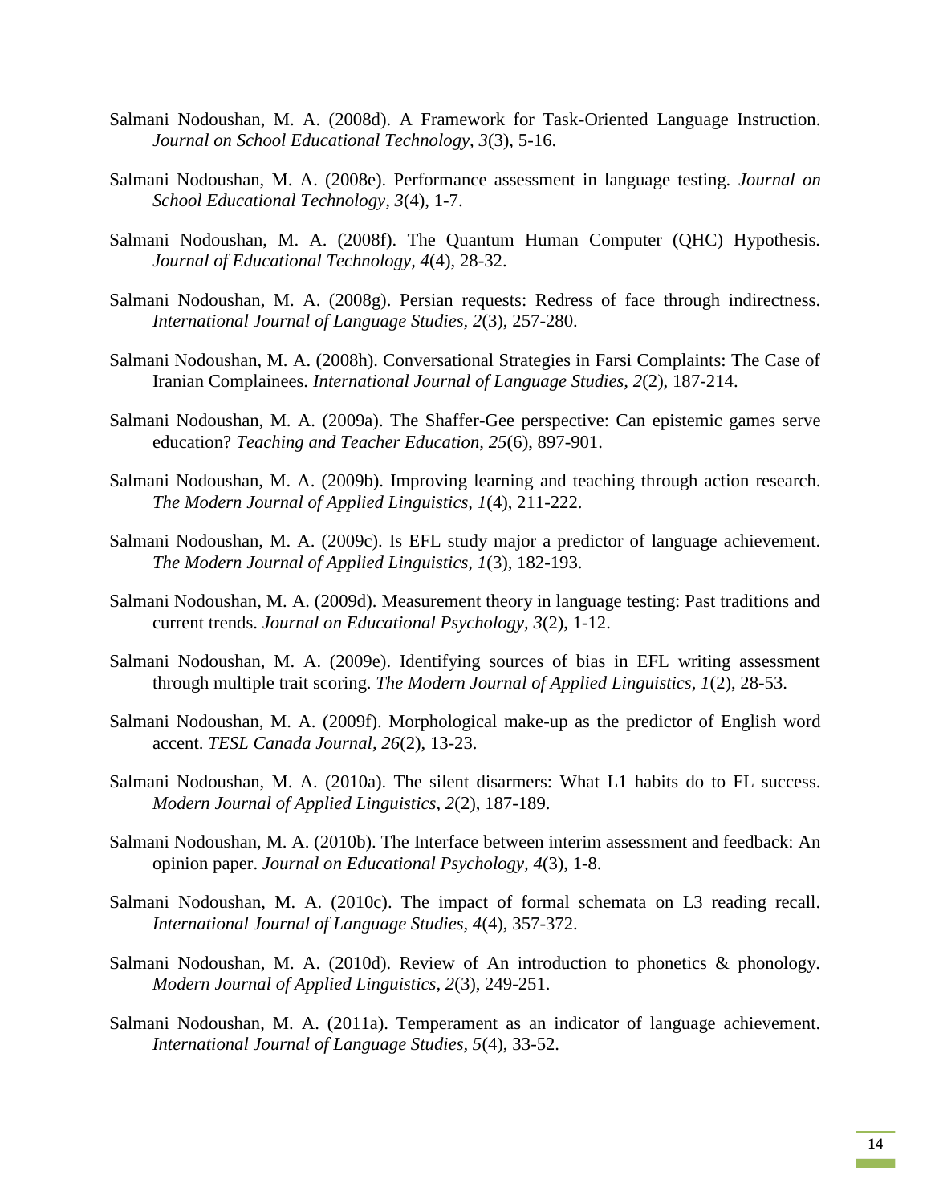Salmani Nodoushan, M. A. (2008d). A Framework for Task-Oriented Language Instruction. *Journal on School Educational Technology, 3*(3), 5-16.

Salmani Nodoushan, M. A. (2008e). Performance assessment in language testing. *Journal on School Educational Technology, 3*(4), 1-7.

Salmani Nodoushan, M. A. (2008f). The Quantum Human Computer (QHC) Hypothesis. *Journal of Educational Technology, 4*(4), 28-32.

Salmani Nodoushan, M. A. (2008g). Persian requests: Redress of face through indirectness. *International Journal of Language Studies, 2*(3), 257-280.

Salmani Nodoushan, M. A. (2008h). Conversational Strategies in Farsi Complaints: The Case of Iranian Complainees. *International Journal of Language Studies, 2*(2), 187-214.

Salmani Nodoushan, M. A. (2009a). The Shaffer-Gee perspective: Can epistemic games serve education? *Teaching and Teacher Education, 25*(6), 897-901.

Salmani Nodoushan, M. A. (2009b). Improving learning and teaching through action research. *The Modern Journal of Applied Linguistics, 1*(4), 211-222.

Salmani Nodoushan, M. A. (2009c). Is EFL study major a predictor of language achievement. *The Modern Journal of Applied Linguistics, 1*(3), 182-193.

Salmani Nodoushan, M. A. (2009d). Measurement theory in language testing: Past traditions and current trends. *Journal on Educational Psychology, 3*(2), 1-12.

Salmani Nodoushan, M. A. (2009e). Identifying sources of bias in EFL writing assessment through multiple trait scoring. *The Modern Journal of Applied Linguistics, 1*(2), 28-53.

Salmani Nodoushan, M. A. (2009f). Morphological make-up as the predictor of English word accent. *TESL Canada Journal, 26*(2), 13-23.

Salmani Nodoushan, M. A. (2010a). The silent disarmers: What L1 habits do to FL success. *Modern Journal of Applied Linguistics, 2*(2), 187-189.

Salmani Nodoushan, M. A. (2010b). The Interface between interim assessment and feedback: An opinion paper. *Journal on Educational Psychology, 4*(3), 1-8.

Salmani Nodoushan, M. A. (2010c). The impact of formal schemata on L3 reading recall. *International Journal of Language Studies, 4*(4), 357-372.

Salmani Nodoushan, M. A. (2010d). Review of An introduction to phonetics & phonology. *Modern Journal of Applied Linguistics, 2*(3), 249-251.

Salmani Nodoushan, M. A. (2011a). Temperament as an indicator of language achievement. *International Journal of Language Studies, 5*(4), 33-52.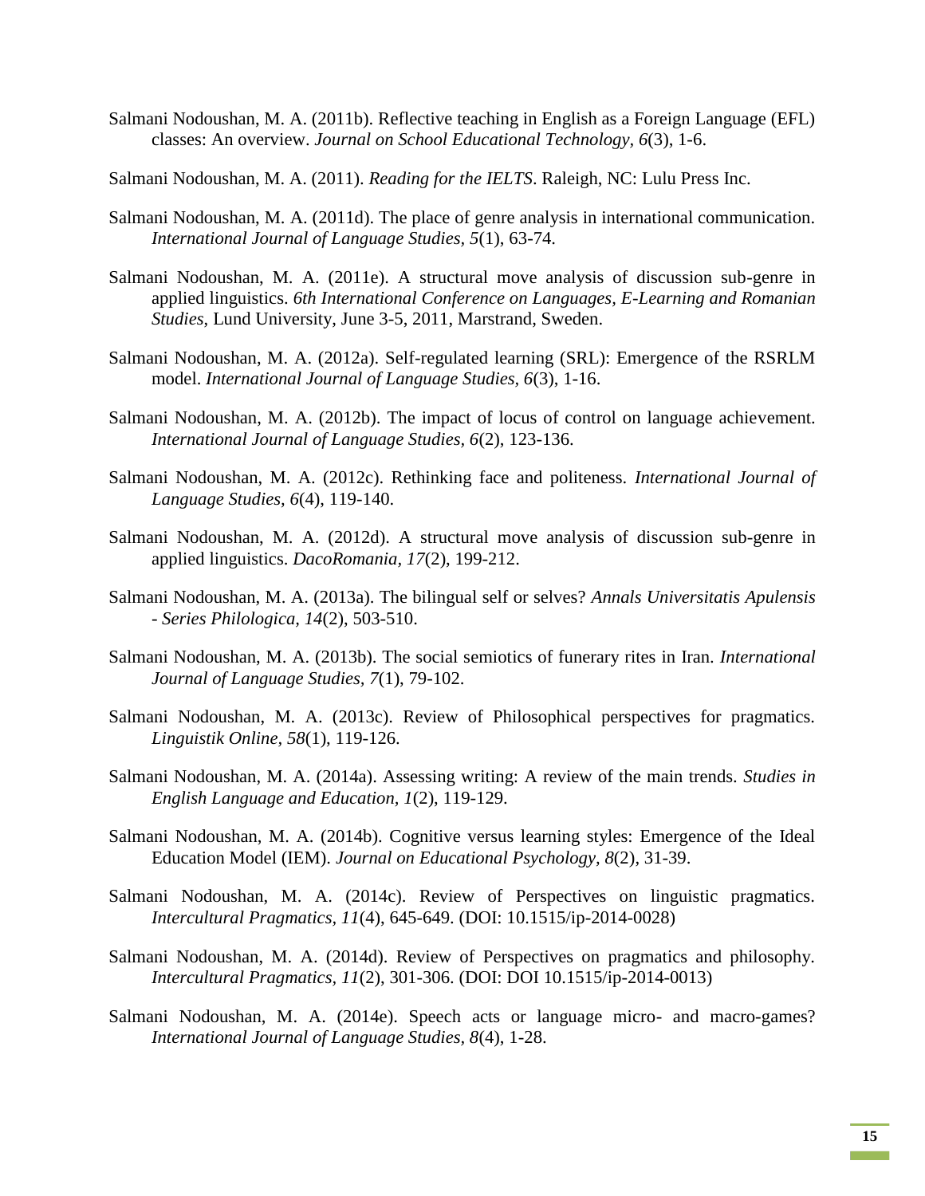Salmani Nodoushan, M. A. (2011b). Reflective teaching in English as a Foreign Language (EFL) classes: An overview. *Journal on School Educational Technology, 6*(3), 1-6.

Salmani Nodoushan, M. A. (2011). *Reading for the IELTS*. Raleigh, NC: Lulu Press Inc.

Salmani Nodoushan, M. A. (2011d). The place of genre analysis in international communication. *International Journal of Language Studies, 5*(1), 63-74.

Salmani Nodoushan, M. A. (2011e). A structural move analysis of discussion sub-genre in applied linguistics. *6th International Conference on Languages, E-Learning and Romanian Studies*, Lund University, June 3-5, 2011, Marstrand, Sweden.

Salmani Nodoushan, M. A. (2012a). Self-regulated learning (SRL): Emergence of the RSRLM model. *International Journal of Language Studies, 6*(3), 1-16.

Salmani Nodoushan, M. A. (2012b). The impact of locus of control on language achievement. *International Journal of Language Studies, 6*(2), 123-136.

Salmani Nodoushan, M. A. (2012c). Rethinking face and politeness. *International Journal of Language Studies, 6*(4), 119-140.

Salmani Nodoushan, M. A. (2012d). A structural move analysis of discussion sub-genre in applied linguistics. *DacoRomania, 17*(2), 199-212.

Salmani Nodoushan, M. A. (2013a). The bilingual self or selves? *Annals Universitatis Apulensis - Series Philologica, 14*(2), 503-510.

Salmani Nodoushan, M. A. (2013b). The social semiotics of funerary rites in Iran. *International Journal of Language Studies, 7*(1), 79-102.

Salmani Nodoushan, M. A. (2013c). Review of Philosophical perspectives for pragmatics. *Linguistik Online, 58*(1), 119-126.

Salmani Nodoushan, M. A. (2014a). Assessing writing: A review of the main trends. *Studies in English Language and Education, 1*(2), 119-129.

Salmani Nodoushan, M. A. (2014b). Cognitive versus learning styles: Emergence of the Ideal Education Model (IEM). *Journal on Educational Psychology, 8*(2), 31-39.

Salmani Nodoushan, M. A. (2014c). Review of Perspectives on linguistic pragmatics. *Intercultural Pragmatics, 11*(4), 645-649. (DOI: 10.1515/ip-2014-0028)

Salmani Nodoushan, M. A. (2014d). Review of Perspectives on pragmatics and philosophy. *Intercultural Pragmatics, 11*(2), 301-306. (DOI: DOI 10.1515/ip-2014-0013)

Salmani Nodoushan, M. A. (2014e). Speech acts or language micro- and macro-games? *International Journal of Language Studies, 8*(4), 1-28.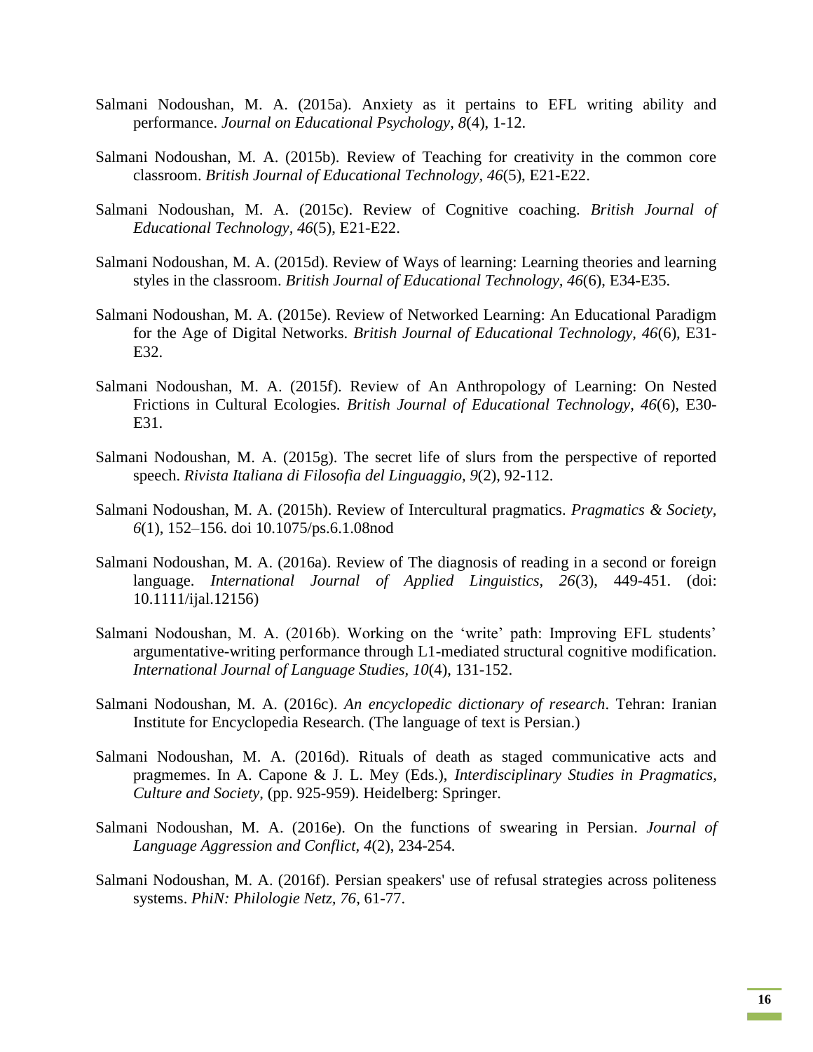Salmani Nodoushan, M. A. (2015a). Anxiety as it pertains to EFL writing ability and performance. *Journal on Educational Psychology, 8*(4), 1-12.

Salmani Nodoushan, M. A. (2015b). Review of Teaching for creativity in the common core classroom. *British Journal of Educational Technology, 46*(5), E21-E22.

Salmani Nodoushan, M. A. (2015c). Review of Cognitive coaching. *British Journal of Educational Technology, 46*(5), E21-E22.

Salmani Nodoushan, M. A. (2015d). Review of Ways of learning: Learning theories and learning styles in the classroom. *British Journal of Educational Technology, 46*(6), E34-E35.

Salmani Nodoushan, M. A. (2015e). Review of Networked Learning: An Educational Paradigm for the Age of Digital Networks. *British Journal of Educational Technology, 46*(6), E31-E32.

Salmani Nodoushan, M. A. (2015f). Review of An Anthropology of Learning: On Nested Frictions in Cultural Ecologies. *British Journal of Educational Technology, 46*(6), E30-E31.

Salmani Nodoushan, M. A. (2015g). The secret life of slurs from the perspective of reported speech. *Rivista Italiana di Filosofia del Linguaggio, 9*(2), 92-112.

Salmani Nodoushan, M. A. (2015h). Review of Intercultural pragmatics. *Pragmatics & Society, 6*(1), 152–156. doi 10.1075/ps.6.1.08nod

Salmani Nodoushan, M. A. (2016a). Review of The diagnosis of reading in a second or foreign language. *International Journal of Applied Linguistics, 26*(3), 449-451. (doi: 10.1111/ijal.12156)

Salmani Nodoushan, M. A. (2016b). Working on the 'write' path: Improving EFL students' argumentative-writing performance through L1-mediated structural cognitive modification. *International Journal of Language Studies, 10*(4), 131-152.

Salmani Nodoushan, M. A. (2016c). *An encyclopedic dictionary of research*. Tehran: Iranian Institute for Encyclopedia Research. (The language of text is Persian.)

Salmani Nodoushan, M. A. (2016d). Rituals of death as staged communicative acts and pragmemes. In A. Capone & J. L. Mey (Eds.), *Interdisciplinary Studies in Pragmatics, Culture and Society*, (pp. 925-959). Heidelberg: Springer.

Salmani Nodoushan, M. A. (2016e). On the functions of swearing in Persian. *Journal of Language Aggression and Conflict, 4*(2), 234-254.

Salmani Nodoushan, M. A. (2016f). Persian speakers' use of refusal strategies across politeness systems. *PhiN: Philologie Netz, 76*, 61-77.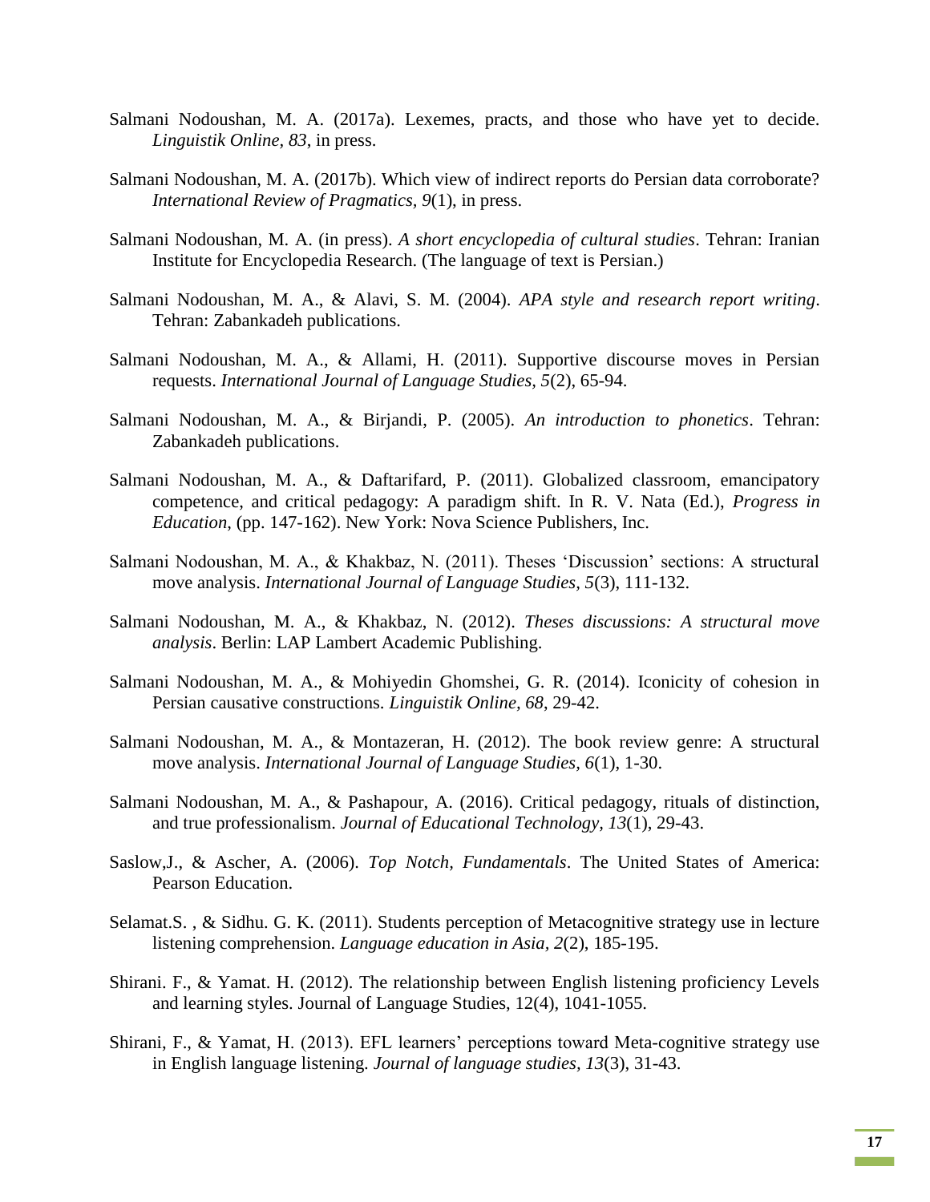Salmani Nodoushan, M. A. (2017a). Lexemes, practs, and those who have yet to decide. *Linguistik Online, 83*, in press.

Salmani Nodoushan, M. A. (2017b). Which view of indirect reports do Persian data corroborate? *International Review of Pragmatics, 9*(1), in press.

Salmani Nodoushan, M. A. (in press). *A short encyclopedia of cultural studies*. Tehran: Iranian Institute for Encyclopedia Research. (The language of text is Persian.)

Salmani Nodoushan, M. A., & Alavi, S. M. (2004). *APA style and research report writing*. Tehran: Zabankadeh publications.

Salmani Nodoushan, M. A., & Allami, H. (2011). Supportive discourse moves in Persian requests. *International Journal of Language Studies, 5*(2), 65-94.

Salmani Nodoushan, M. A., & Birjandi, P. (2005). *An introduction to phonetics*. Tehran: Zabankadeh publications.

Salmani Nodoushan, M. A., & Daftarifard, P. (2011). Globalized classroom, emancipatory competence, and critical pedagogy: A paradigm shift. In R. V. Nata (Ed.), *Progress in Education*, (pp. 147-162). New York: Nova Science Publishers, Inc.

Salmani Nodoushan, M. A., & Khakbaz, N. (2011). Theses 'Discussion' sections: A structural move analysis. *International Journal of Language Studies, 5*(3), 111-132.

Salmani Nodoushan, M. A., & Khakbaz, N. (2012). *Theses discussions: A structural move analysis*. Berlin: LAP Lambert Academic Publishing.

Salmani Nodoushan, M. A., & Mohiyedin Ghomshei, G. R. (2014). Iconicity of cohesion in Persian causative constructions. *Linguistik Online, 68*, 29-42.

Salmani Nodoushan, M. A., & Montazeran, H. (2012). The book review genre: A structural move analysis. *International Journal of Language Studies, 6*(1), 1-30.

Salmani Nodoushan, M. A., & Pashapour, A. (2016). Critical pedagogy, rituals of distinction, and true professionalism. *Journal of Educational Technology, 13*(1), 29-43.

Saslow,J., & Ascher, A. (2006). *Top Notch, Fundamentals*. The United States of America: Pearson Education.

Selamat.S. , & Sidhu. G. K. (2011). Students perception of Metacognitive strategy use in lecture listening comprehension. *Language education in Asia, 2*(2), 185-195.

Shirani. F., & Yamat. H. (2012). The relationship between English listening proficiency Levels and learning styles. Journal of Language Studies, 12(4), 1041-1055.

Shirani, F., & Yamat, H. (2013). EFL learners' perceptions toward Meta-cognitive strategy use in English language listening. *Journal of language studies, 13*(3), 31-43.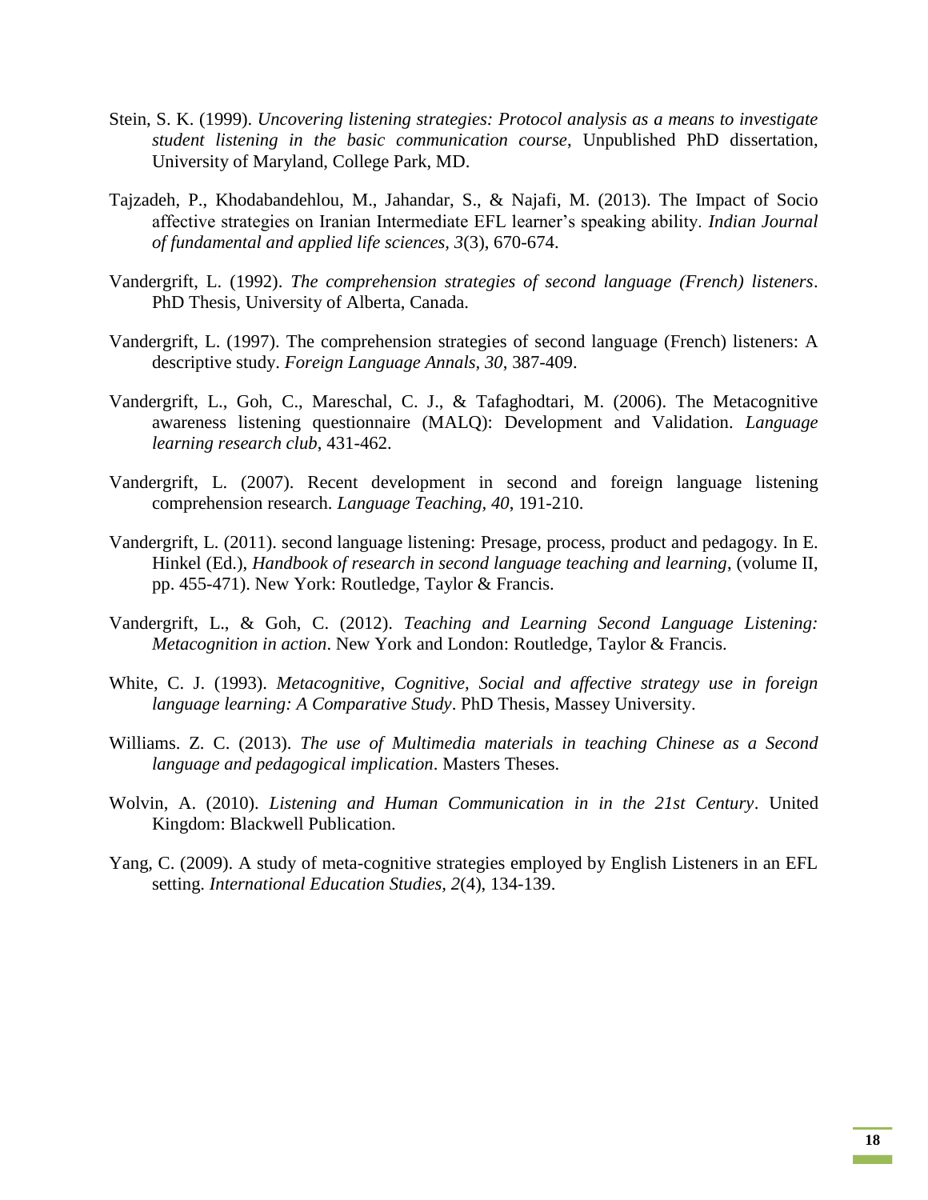Stein, S. K. (1999). *Uncovering listening strategies: Protocol analysis as a means to investigate student listening in the basic communication course*, Unpublished PhD dissertation, University of Maryland, College Park, MD.

Tajzadeh, P., Khodabandehlou, M., Jahandar, S., & Najafi, M. (2013). The Impact of Socio affective strategies on Iranian Intermediate EFL learner's speaking ability. *Indian Journal of fundamental and applied life sciences, 3*(3), 670-674.

Vandergrift, L. (1992). *The comprehension strategies of second language (French) listeners*. PhD Thesis, University of Alberta, Canada.

Vandergrift, L. (1997). The comprehension strategies of second language (French) listeners: A descriptive study. *Foreign Language Annals, 30*, 387-409.

Vandergrift, L., Goh, C., Mareschal, C. J., & Tafaghodtari, M. (2006). The Metacognitive awareness listening questionnaire (MALQ): Development and Validation. *Language learning research club*, 431-462.

Vandergrift, L. (2007). Recent development in second and foreign language listening comprehension research. *Language Teaching, 40*, 191-210.

Vandergrift, L. (2011). second language listening: Presage, process, product and pedagogy. In E. Hinkel (Ed.), *Handbook of research in second language teaching and learning*, (volume II, pp. 455-471). New York: Routledge, Taylor & Francis.

Vandergrift, L., & Goh, C. (2012). *Teaching and Learning Second Language Listening: Metacognition in action*. New York and London: Routledge, Taylor & Francis.

White, C. J. (1993). *Metacognitive, Cognitive, Social and affective strategy use in foreign language learning: A Comparative Study*. PhD Thesis, Massey University.

Williams. Z. C. (2013). *The use of Multimedia materials in teaching Chinese as a Second language and pedagogical implication*. Masters Theses.

Wolvin, A. (2010). *Listening and Human Communication in in the 21st Century*. United Kingdom: Blackwell Publication.

Yang, C. (2009). A study of meta-cognitive strategies employed by English Listeners in an EFL setting. *International Education Studies, 2*(4), 134-139.